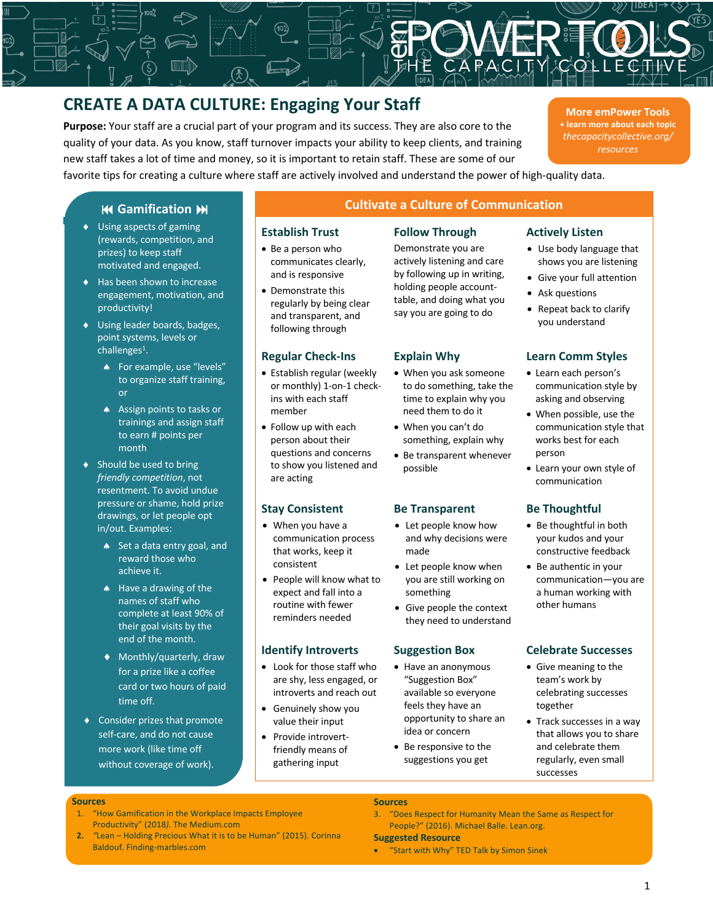# CREATE A DATA CULTURE: Engaging Your Staff

**Purpose:** Your staff are a crucial part of your program and its success. They are also core to the quality of your data. As you know, staff turnover impacts your ability to keep clients, and training new staff takes a lot of time and money, so it is important to retain staff. These are some of our favorite tips for creating a culture where staff are actively involved and understand the power of high-quality data.

**More emPower Tools**
+ learn more about each topic
*thecapacitycollective.org/resources*

## ⏮ Gamification ⏭

- Using aspects of gaming (rewards, competition, and prizes) to keep staff motivated and engaged.
- Has been shown to increase engagement, motivation, and productivity!
- Using leader boards, badges, point systems, levels or challenges[1].
  - For example, use "levels" to organize staff training, or
  - Assign points to tasks or trainings and assign staff to earn # points per month
- Should be used to bring *friendly competition*, not resentment. To avoid undue pressure or shame, hold prize drawings, or let people opt in/out. Examples:
  - Set a data entry goal, and reward those who achieve it.
  - Have a drawing of the names of staff who complete at least 90% of their goal visits by the end of the month.
  - Monthly/quarterly, draw for a prize like a coffee card or two hours of paid time off.
- Consider prizes that promote self-care, and do not cause more work (like time off without coverage of work).

## Cultivate a Culture of Communication

### Establish Trust

- Be a person who communicates clearly, and is responsive
- Demonstrate this regularly by being clear and transparent, and following through

### Follow Through

Demonstrate you are actively listening and care by following up in writing, holding people accountable, and doing what you say you are going to do

### Actively Listen

- Use body language that shows you are listening
- Give your full attention
- Ask questions
- Repeat back to clarify you understand

### Regular Check-Ins

- Establish regular (weekly or monthly) 1-on-1 check-ins with each staff member
- Follow up with each person about their questions and concerns to show you listened and are acting

### Explain Why

- When you ask someone to do something, take the time to explain why you need them to do it
- When you can't do something, explain why
- Be transparent whenever possible

### Learn Comm Styles

- Learn each person's communication style by asking and observing
- When possible, use the communication style that works best for each person
- Learn your own style of communication

### Stay Consistent

- When you have a communication process that works, keep it consistent
- People will know what to expect and fall into a routine with fewer reminders needed

### Be Transparent

- Let people know how and why decisions were made
- Let people know when you are still working on something
- Give people the context they need to understand

### Be Thoughtful

- Be thoughtful in both your kudos and your constructive feedback
- Be authentic in your communication—you are a human working with other humans

### Identify Introverts

- Look for those staff who are shy, less engaged, or introverts and reach out
- Genuinely show you value their input
- Provide introvert-friendly means of gathering input

### Suggestion Box

- Have an anonymous "Suggestion Box" available so everyone feels they have an opportunity to share an idea or concern
- Be responsive to the suggestions you get

### Celebrate Successes

- Give meaning to the team's work by celebrating successes together
- Track successes in a way that allows you to share and celebrate them regularly, even small successes

**Sources**

1. "How Gamification in the Workplace Impacts Employee Productivity" (2018*)*. The Medium.com
2. "Lean – Holding Precious What it is to be Human" (2015). Corinna Baldouf. Finding-marbles.com

**Sources**

3. "Does Respect for Humanity Mean the Same as Respect for People?" (2016). Michael Balle. Lean.org.

**Suggested Resource**

- "Start with Why" TED Talk by Simon Sinek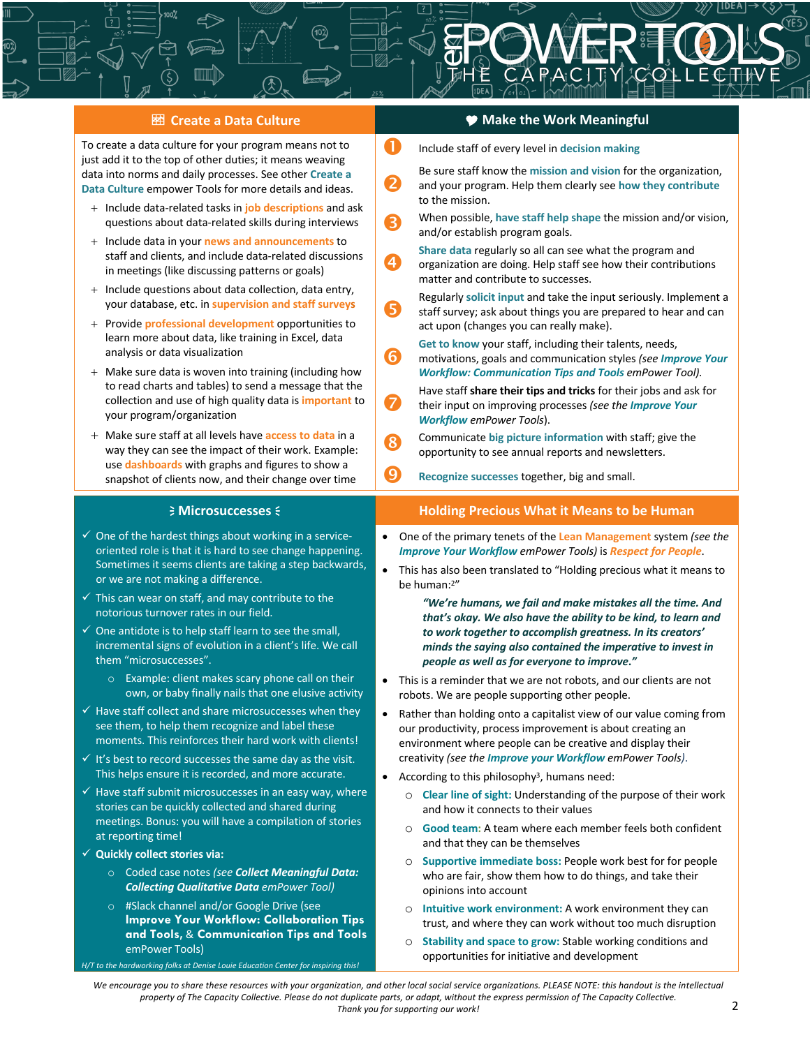## Create a Data Culture

To create a data culture for your program means not to just add it to the top of other duties; it means weaving data into norms and daily processes. See other **Create a Data Culture** empower Tools for more details and ideas.

- Include data-related tasks in **job descriptions** and ask questions about data-related skills during interviews
- Include data in your **news and announcements** to staff and clients, and include data-related discussions in meetings (like discussing patterns or goals)
- Include questions about data collection, data entry, your database, etc. in **supervision and staff surveys**
- Provide **professional development** opportunities to learn more about data, like training in Excel, data analysis or data visualization
- Make sure data is woven into training (including how to read charts and tables) to send a message that the collection and use of high quality data is **important** to your program/organization
- Make sure staff at all levels have **access to data** in a way they can see the impact of their work. Example: use **dashboards** with graphs and figures to show a snapshot of clients now, and their change over time

## Make the Work Meaningful

1. Include staff of every level in **decision making**
2. Be sure staff know the **mission and vision** for the organization, and your program. Help them clearly see **how they contribute** to the mission.
3. When possible, **have staff help shape** the mission and/or vision, and/or establish program goals.
4. **Share data** regularly so all can see what the program and organization are doing. Help staff see how their contributions matter and contribute to successes.
5. Regularly **solicit input** and take the input seriously. Implement a staff survey; ask about things you are prepared to hear and can act upon (changes you can really make).
6. **Get to know** your staff, including their talents, needs, motivations, goals and communication styles *(see **Improve Your Workflow: Communication Tips and Tools** emPower Tool).*
7. Have staff **share their tips and tricks** for their jobs and ask for their input on improving processes *(see the **Improve Your Workflow** emPower Tools*).
8. Communicate **big picture information** with staff; give the opportunity to see annual reports and newsletters.
9. **Recognize successes** together, big and small.

## Microsuccesses

- ✓ One of the hardest things about working in a service-oriented role is that it is hard to see change happening. Sometimes it seems clients are taking a step backwards, or we are not making a difference.
- ✓ This can wear on staff, and may contribute to the notorious turnover rates in our field.
- ✓ One antidote is to help staff learn to see the small, incremental signs of evolution in a client's life. We call them "microsuccesses".
  - Example: client makes scary phone call on their own, or baby finally nails that one elusive activity
- ✓ Have staff collect and share microsuccesses when they see them, to help them recognize and label these moments. This reinforces their hard work with clients!
- ✓ It's best to record successes the same day as the visit. This helps ensure it is recorded, and more accurate.
- ✓ Have staff submit microsuccesses in an easy way, where stories can be quickly collected and shared during meetings. Bonus: you will have a compilation of stories at reporting time!
- ✓ **Quickly collect stories via:**
  - Coded case notes *(see **Collect Meaningful Data: Collecting Qualitative Data** emPower Tool)*
  - #Slack channel and/or Google Drive (see **Improve Your Workflow: Collaboration Tips and Tools, & Communication Tips and Tools** emPower Tools)

*H/T to the hardworking folks at Denise Louie Education Center for inspiring this!*

## Holding Precious What it Means to be Human

- One of the primary tenets of the **Lean Management** system *(see the **Improve Your Workflow** emPower Tools)* is ***Respect for People***.
- This has also been translated to "Holding precious what it means to be human:[2]"

  ***"We're humans, we fail and make mistakes all the time. And that's okay. We also have the ability to be kind, to learn and to work together to accomplish greatness. In its creators' minds the saying also contained the imperative to invest in people as well as for everyone to improve."***

- This is a reminder that we are not robots, and our clients are not robots. We are people supporting other people.
- Rather than holding onto a capitalist view of our value coming from our productivity, process improvement is about creating an environment where people can be creative and display their creativity *(see the **Improve your Workflow** emPower Tools).*
- According to this philosophy[3], humans need:
  - **Clear line of sight:** Understanding of the purpose of their work and how it connects to their values
  - **Good team:** A team where each member feels both confident and that they can be themselves
  - **Supportive immediate boss:** People work best for for people who are fair, show them how to do things, and take their opinions into account
  - **Intuitive work environment:** A work environment they can trust, and where they can work without too much disruption
  - **Stability and space to grow:** Stable working conditions and opportunities for initiative and development

*We encourage you to share these resources with your organization, and other local social service organizations. PLEASE NOTE: this handout is the intellectual property of The Capacity Collective. Please do not duplicate parts, or adapt, without the express permission of The Capacity Collective. Thank you for supporting our work!*